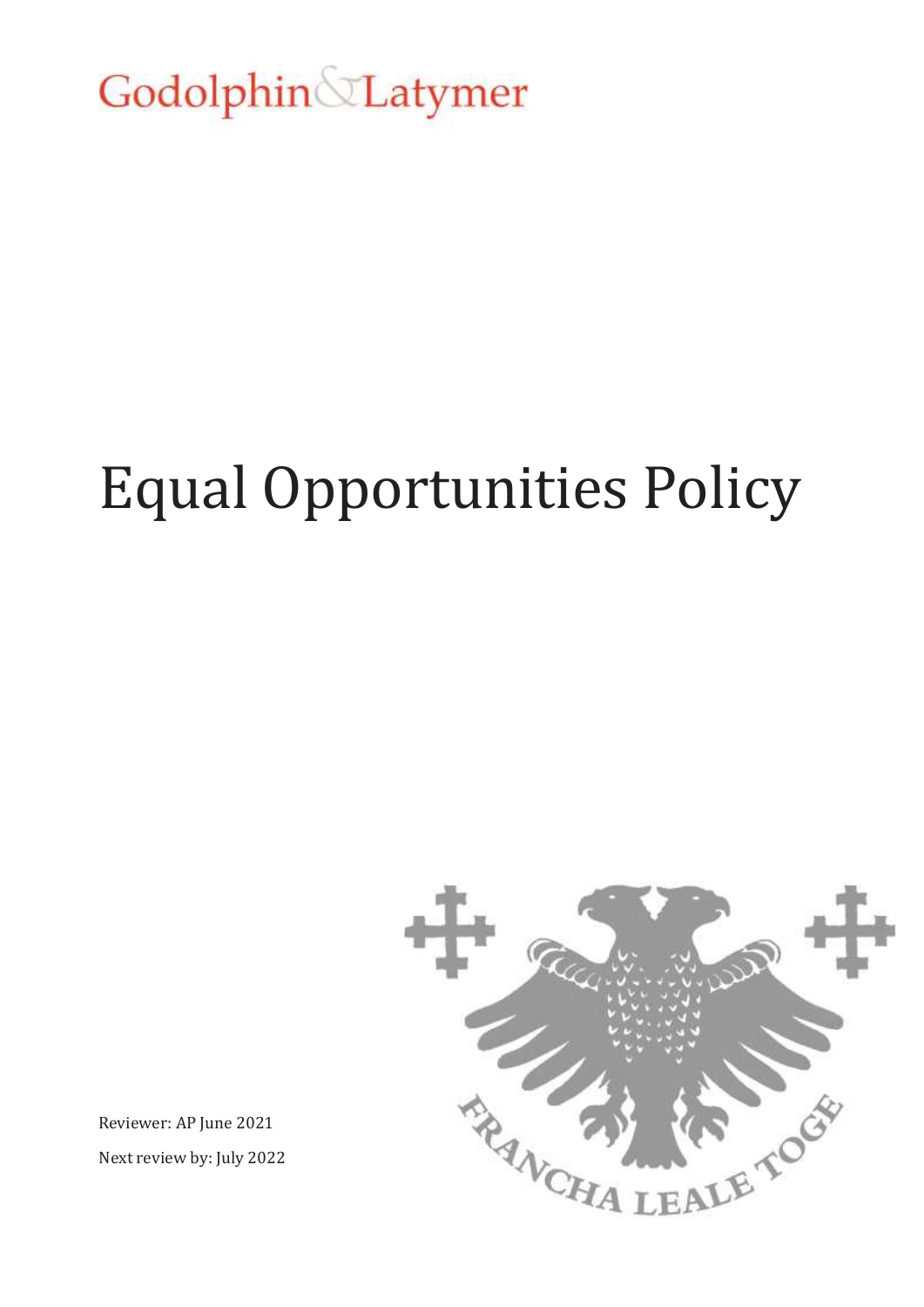Godolphin & Latymer

# Equal Opportunities Policy

Reviewer: AP June 2021

Next review by: July 2022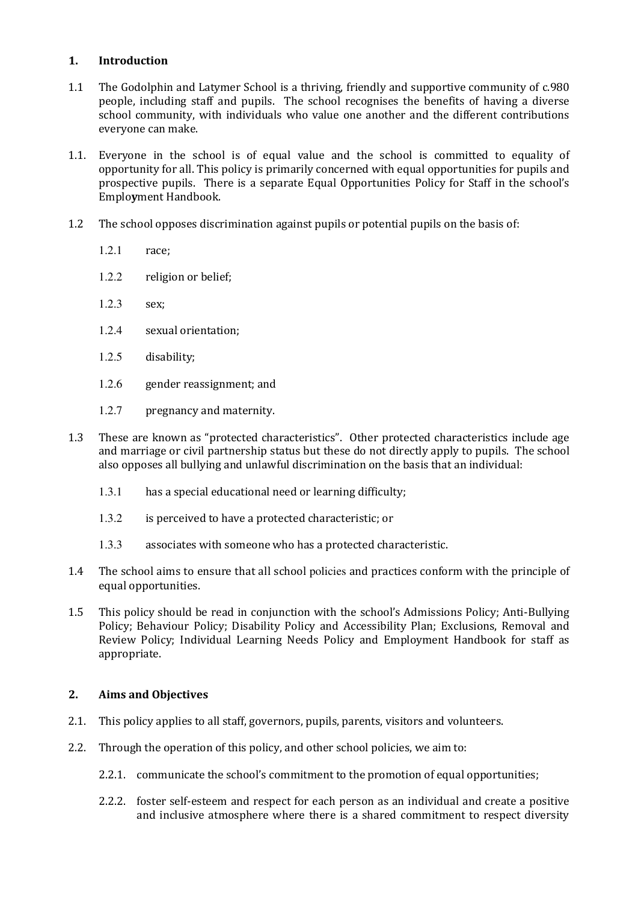## 1. Introduction

1.1 The Godolphin and Latymer School is a thriving, friendly and supportive community of c.980 people, including staff and pupils. The school recognises the benefits of having a diverse school community, with individuals who value one another and the different contributions everyone can make.

1.1. Everyone in the school is of equal value and the school is committed to equality of opportunity for all. This policy is primarily concerned with equal opportunities for pupils and prospective pupils. There is a separate Equal Opportunities Policy for Staff in the school's Employment Handbook.

1.2 The school opposes discrimination against pupils or potential pupils on the basis of:

- 1.2.1 race;
- 1.2.2 religion or belief;
- 1.2.3 sex;
- 1.2.4 sexual orientation;
- 1.2.5 disability;
- 1.2.6 gender reassignment; and
- 1.2.7 pregnancy and maternity.

1.3 These are known as "protected characteristics". Other protected characteristics include age and marriage or civil partnership status but these do not directly apply to pupils. The school also opposes all bullying and unlawful discrimination on the basis that an individual:

- 1.3.1 has a special educational need or learning difficulty;
- 1.3.2 is perceived to have a protected characteristic; or
- 1.3.3 associates with someone who has a protected characteristic.

1.4 The school aims to ensure that all school policies and practices conform with the principle of equal opportunities.

1.5 This policy should be read in conjunction with the school's Admissions Policy; Anti-Bullying Policy; Behaviour Policy; Disability Policy and Accessibility Plan; Exclusions, Removal and Review Policy; Individual Learning Needs Policy and Employment Handbook for staff as appropriate.

## 2. Aims and Objectives

2.1. This policy applies to all staff, governors, pupils, parents, visitors and volunteers.

2.2. Through the operation of this policy, and other school policies, we aim to:

- 2.2.1. communicate the school's commitment to the promotion of equal opportunities;
- 2.2.2. foster self-esteem and respect for each person as an individual and create a positive and inclusive atmosphere where there is a shared commitment to respect diversity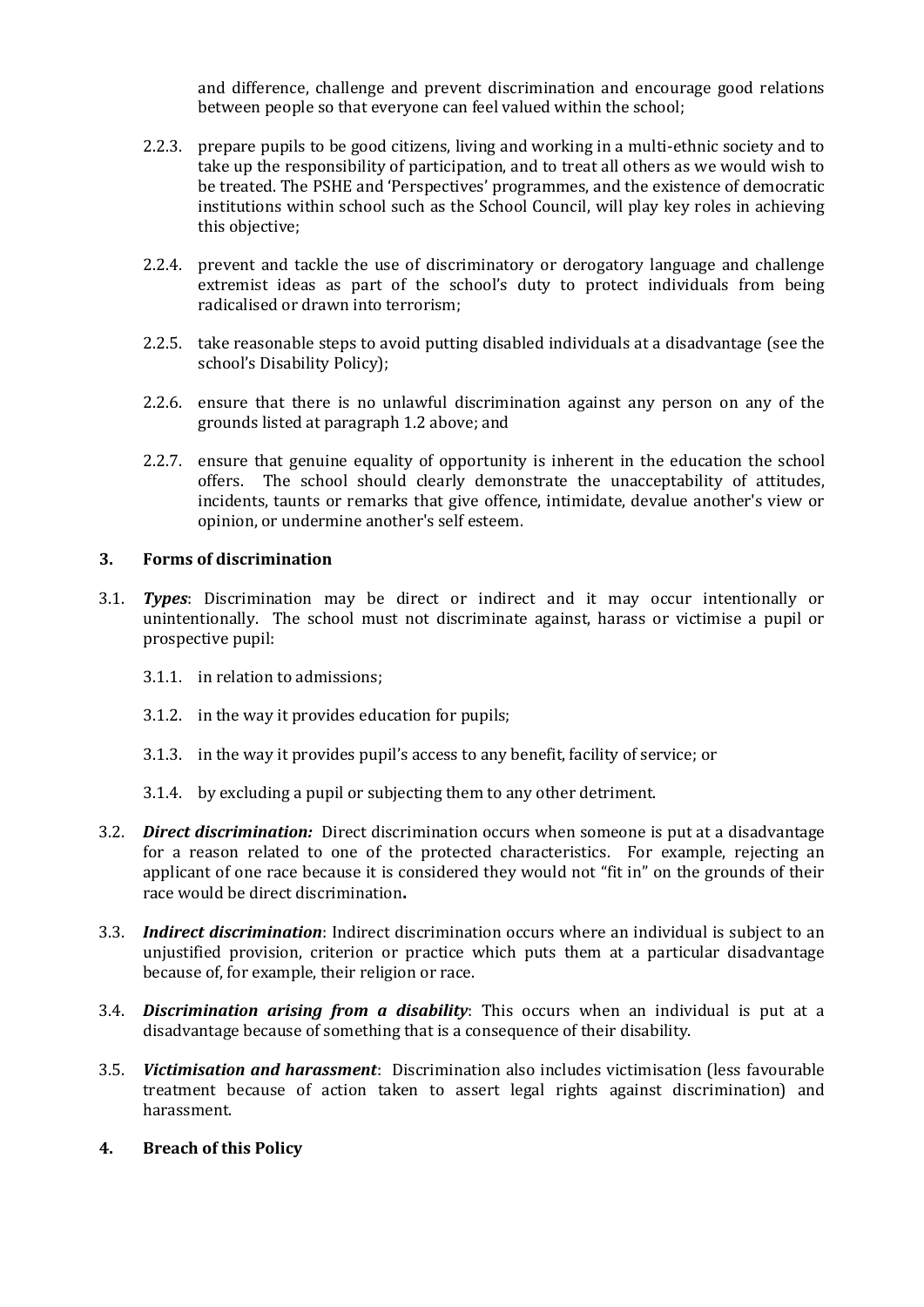and difference, challenge and prevent discrimination and encourage good relations between people so that everyone can feel valued within the school;

2.2.3. prepare pupils to be good citizens, living and working in a multi-ethnic society and to take up the responsibility of participation, and to treat all others as we would wish to be treated. The PSHE and 'Perspectives' programmes, and the existence of democratic institutions within school such as the School Council, will play key roles in achieving this objective;

2.2.4. prevent and tackle the use of discriminatory or derogatory language and challenge extremist ideas as part of the school's duty to protect individuals from being radicalised or drawn into terrorism;

2.2.5. take reasonable steps to avoid putting disabled individuals at a disadvantage (see the school's Disability Policy);

2.2.6. ensure that there is no unlawful discrimination against any person on any of the grounds listed at paragraph 1.2 above; and

2.2.7. ensure that genuine equality of opportunity is inherent in the education the school offers. The school should clearly demonstrate the unacceptability of attitudes, incidents, taunts or remarks that give offence, intimidate, devalue another's view or opinion, or undermine another's self esteem.

## 3. Forms of discrimination

3.1. ***Types***: Discrimination may be direct or indirect and it may occur intentionally or unintentionally. The school must not discriminate against, harass or victimise a pupil or prospective pupil:

3.1.1. in relation to admissions;

3.1.2. in the way it provides education for pupils;

3.1.3. in the way it provides pupil's access to any benefit, facility of service; or

3.1.4. by excluding a pupil or subjecting them to any other detriment.

3.2. ***Direct discrimination:*** Direct discrimination occurs when someone is put at a disadvantage for a reason related to one of the protected characteristics. For example, rejecting an applicant of one race because it is considered they would not "fit in" on the grounds of their race would be direct discrimination**.**

3.3. ***Indirect discrimination***: Indirect discrimination occurs where an individual is subject to an unjustified provision, criterion or practice which puts them at a particular disadvantage because of, for example, their religion or race.

3.4. ***Discrimination arising from a disability***: This occurs when an individual is put at a disadvantage because of something that is a consequence of their disability.

3.5. ***Victimisation and harassment***: Discrimination also includes victimisation (less favourable treatment because of action taken to assert legal rights against discrimination) and harassment.

## 4. Breach of this Policy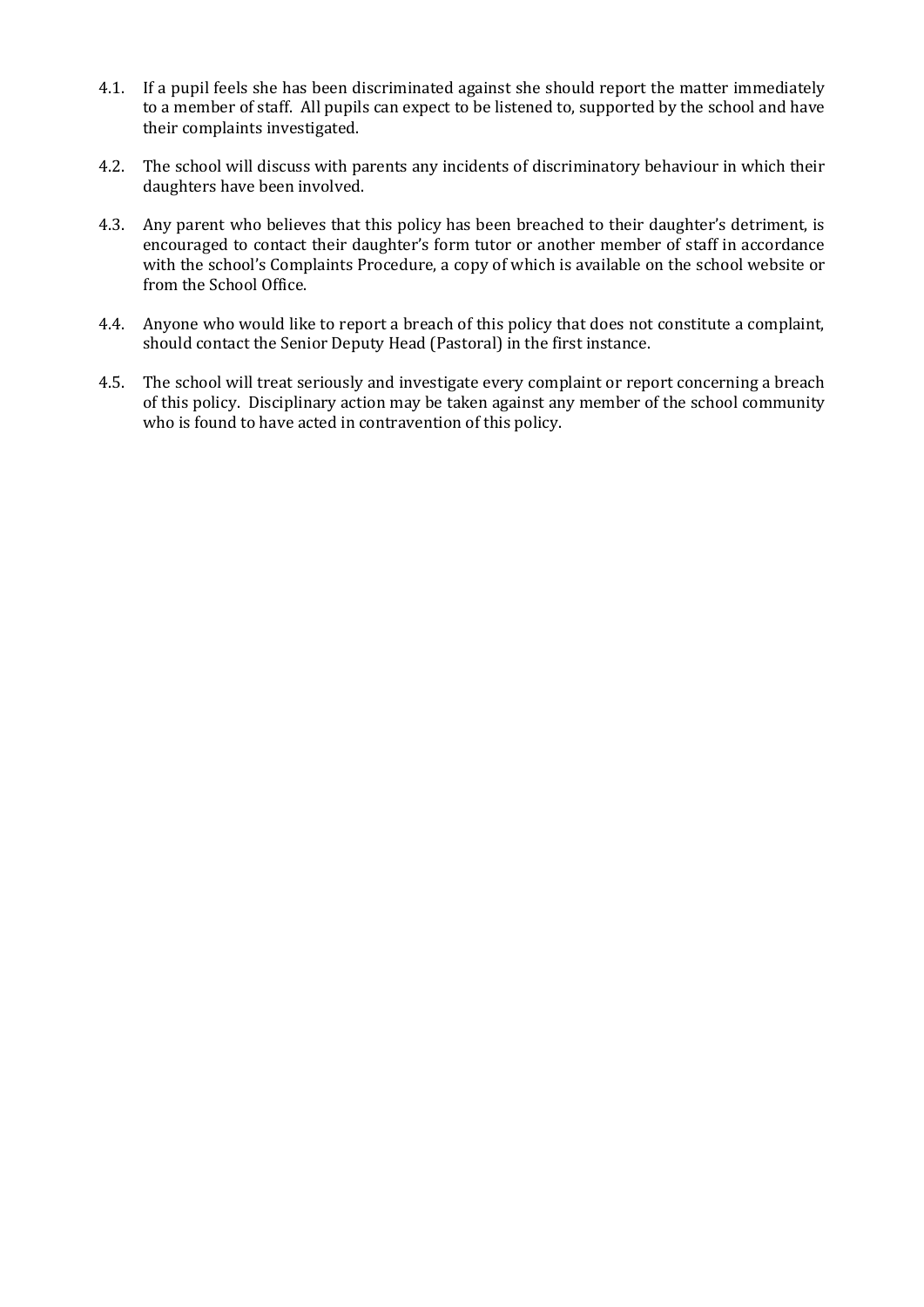4.1. If a pupil feels she has been discriminated against she should report the matter immediately to a member of staff. All pupils can expect to be listened to, supported by the school and have their complaints investigated.

4.2. The school will discuss with parents any incidents of discriminatory behaviour in which their daughters have been involved.

4.3. Any parent who believes that this policy has been breached to their daughter's detriment, is encouraged to contact their daughter's form tutor or another member of staff in accordance with the school's Complaints Procedure, a copy of which is available on the school website or from the School Office.

4.4. Anyone who would like to report a breach of this policy that does not constitute a complaint, should contact the Senior Deputy Head (Pastoral) in the first instance.

4.5. The school will treat seriously and investigate every complaint or report concerning a breach of this policy. Disciplinary action may be taken against any member of the school community who is found to have acted in contravention of this policy.